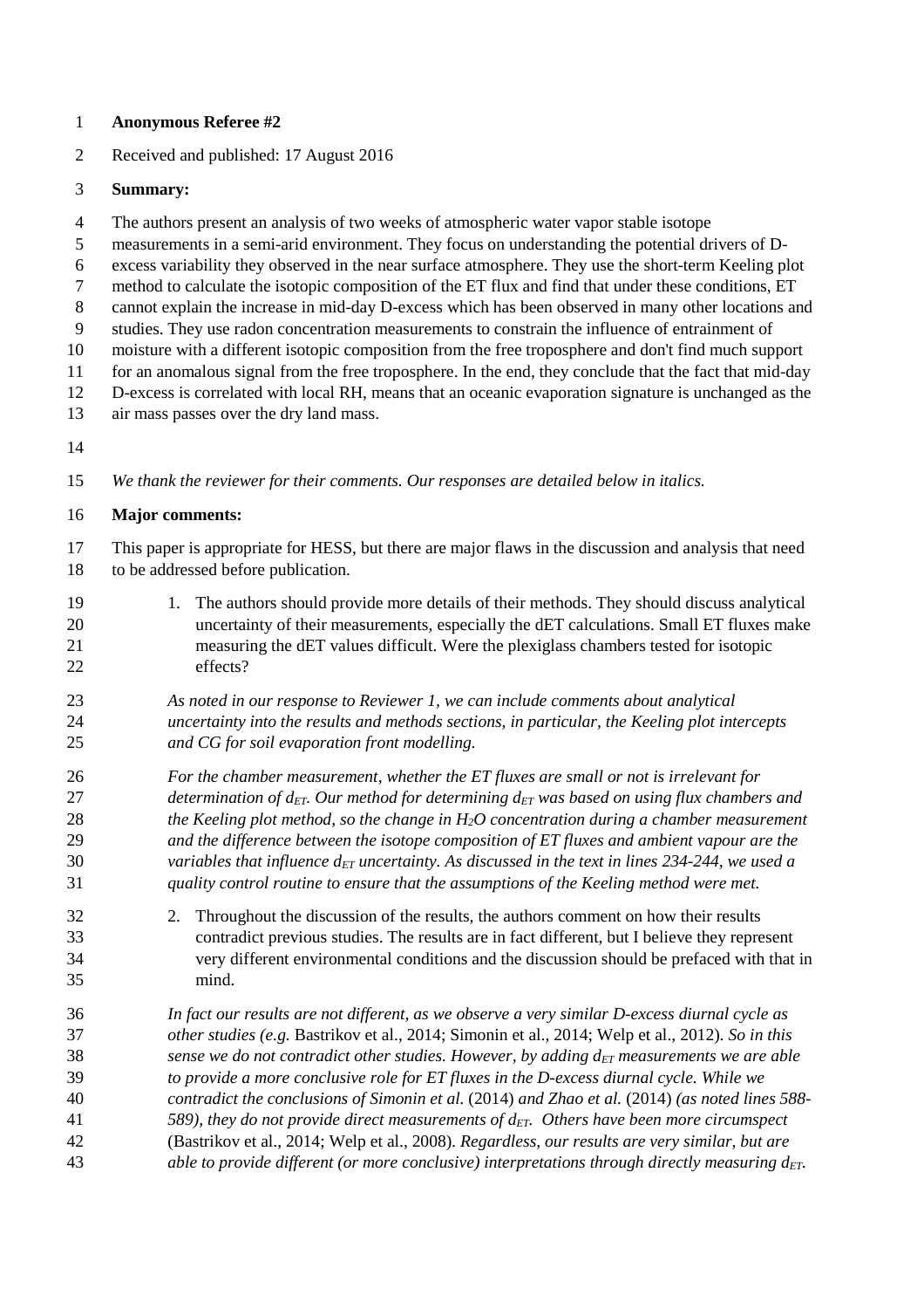**Anonymous Referee #2**

Received and published: 17 August 2016

**Summary:**

The authors present an analysis of two weeks of atmospheric water vapor stable isotope measurements in a semi-arid environment. They focus on understanding the potential drivers of D-excess variability they observed in the near surface atmosphere. They use the short-term Keeling plot method to calculate the isotopic composition of the ET flux and find that under these conditions, ET cannot explain the increase in mid-day D-excess which has been observed in many other locations and studies. They use radon concentration measurements to constrain the influence of entrainment of moisture with a different isotopic composition from the free troposphere and don't find much support for an anomalous signal from the free troposphere. In the end, they conclude that the fact that mid-day D-excess is correlated with local RH, means that an oceanic evaporation signature is unchanged as the air mass passes over the dry land mass.

*We thank the reviewer for their comments. Our responses are detailed below in italics.*

**Major comments:**

This paper is appropriate for HESS, but there are major flaws in the discussion and analysis that need to be addressed before publication.

1. The authors should provide more details of their methods. They should discuss analytical uncertainty of their measurements, especially the dET calculations. Small ET fluxes make measuring the dET values difficult. Were the plexiglass chambers tested for isotopic effects?

*As noted in our response to Reviewer 1, we can include comments about analytical uncertainty into the results and methods sections, in particular, the Keeling plot intercepts and CG for soil evaporation front modelling.*

*For the chamber measurement, whether the ET fluxes are small or not is irrelevant for determination of $d_{ET}$. Our method for determining $d_{ET}$ was based on using flux chambers and the Keeling plot method, so the change in $H_2O$ concentration during a chamber measurement and the difference between the isotope composition of ET fluxes and ambient vapour are the variables that influence $d_{ET}$ uncertainty. As discussed in the text in lines 234-244, we used a quality control routine to ensure that the assumptions of the Keeling method were met.*

2. Throughout the discussion of the results, the authors comment on how their results contradict previous studies. The results are in fact different, but I believe they represent very different environmental conditions and the discussion should be prefaced with that in mind.

*In fact our results are not different, as we observe a very similar D-excess diurnal cycle as other studies (e.g.* Bastrikov et al., 2014; Simonin et al., 2014; Welp et al., 2012). *So in this sense we do not contradict other studies. However, by adding $d_{ET}$ measurements we are able to provide a more conclusive role for ET fluxes in the D-excess diurnal cycle. While we contradict the conclusions of Simonin et al.* (2014) *and Zhao et al.* (2014) *(as noted lines 588-589), they do not provide direct measurements of $d_{ET}$. Others have been more circumspect* (Bastrikov et al., 2014; Welp et al., 2008). *Regardless, our results are very similar, but are able to provide different (or more conclusive) interpretations through directly measuring $d_{ET}$.*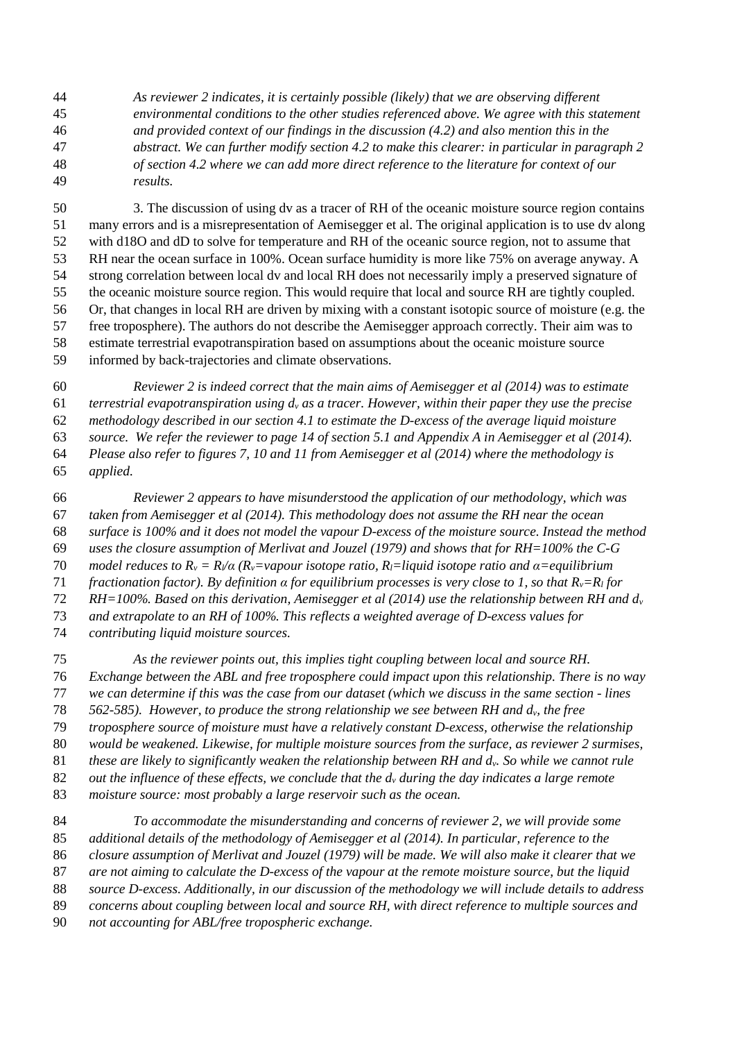*As reviewer 2 indicates, it is certainly possible (likely) that we are observing different environmental conditions to the other studies referenced above. We agree with this statement and provided context of our findings in the discussion (4.2) and also mention this in the abstract. We can further modify section 4.2 to make this clearer: in particular in paragraph 2 of section 4.2 where we can add more direct reference to the literature for context of our results.*

3. The discussion of using dv as a tracer of RH of the oceanic moisture source region contains many errors and is a misrepresentation of Aemisegger et al. The original application is to use dv along with d18O and dD to solve for temperature and RH of the oceanic source region, not to assume that RH near the ocean surface in 100%. Ocean surface humidity is more like 75% on average anyway. A strong correlation between local dv and local RH does not necessarily imply a preserved signature of the oceanic moisture source region. This would require that local and source RH are tightly coupled. Or, that changes in local RH are driven by mixing with a constant isotopic source of moisture (e.g. the free troposphere). The authors do not describe the Aemisegger approach correctly. Their aim was to estimate terrestrial evapotranspiration based on assumptions about the oceanic moisture source informed by back-trajectories and climate observations.

*Reviewer 2 is indeed correct that the main aims of Aemisegger et al (2014) was to estimate terrestrial evapotranspiration using $d_v$ as a tracer. However, within their paper they use the precise methodology described in our section 4.1 to estimate the D-excess of the average liquid moisture source. We refer the reviewer to page 14 of section 5.1 and Appendix A in Aemisegger et al (2014). Please also refer to figures 7, 10 and 11 from Aemisegger et al (2014) where the methodology is applied.*

*Reviewer 2 appears to have misunderstood the application of our methodology, which was taken from Aemisegger et al (2014). This methodology does not assume the RH near the ocean surface is 100% and it does not model the vapour D-excess of the moisture source. Instead the method uses the closure assumption of Merlivat and Jouzel (1979) and shows that for RH=100% the C-G model reduces to $R_v = R_l/\alpha$ ($R_v$=vapour isotope ratio, $R_l$=liquid isotope ratio and $\alpha$=equilibrium fractionation factor). By definition $\alpha$ for equilibrium processes is very close to 1, so that $R_v=R_l$ for RH=100%. Based on this derivation, Aemisegger et al (2014) use the relationship between RH and $d_v$ and extrapolate to an RH of 100%. This reflects a weighted average of D-excess values for contributing liquid moisture sources.*

*As the reviewer points out, this implies tight coupling between local and source RH. Exchange between the ABL and free troposphere could impact upon this relationship. There is no way we can determine if this was the case from our dataset (which we discuss in the same section - lines 562-585). However, to produce the strong relationship we see between RH and $d_v$, the free troposphere source of moisture must have a relatively constant D-excess, otherwise the relationship would be weakened. Likewise, for multiple moisture sources from the surface, as reviewer 2 surmises, these are likely to significantly weaken the relationship between RH and $d_v$. So while we cannot rule out the influence of these effects, we conclude that the $d_v$ during the day indicates a large remote moisture source: most probably a large reservoir such as the ocean.*

*To accommodate the misunderstanding and concerns of reviewer 2, we will provide some additional details of the methodology of Aemisegger et al (2014). In particular, reference to the closure assumption of Merlivat and Jouzel (1979) will be made. We will also make it clearer that we are not aiming to calculate the D-excess of the vapour at the remote moisture source, but the liquid source D-excess. Additionally, in our discussion of the methodology we will include details to address concerns about coupling between local and source RH, with direct reference to multiple sources and not accounting for ABL/free tropospheric exchange.*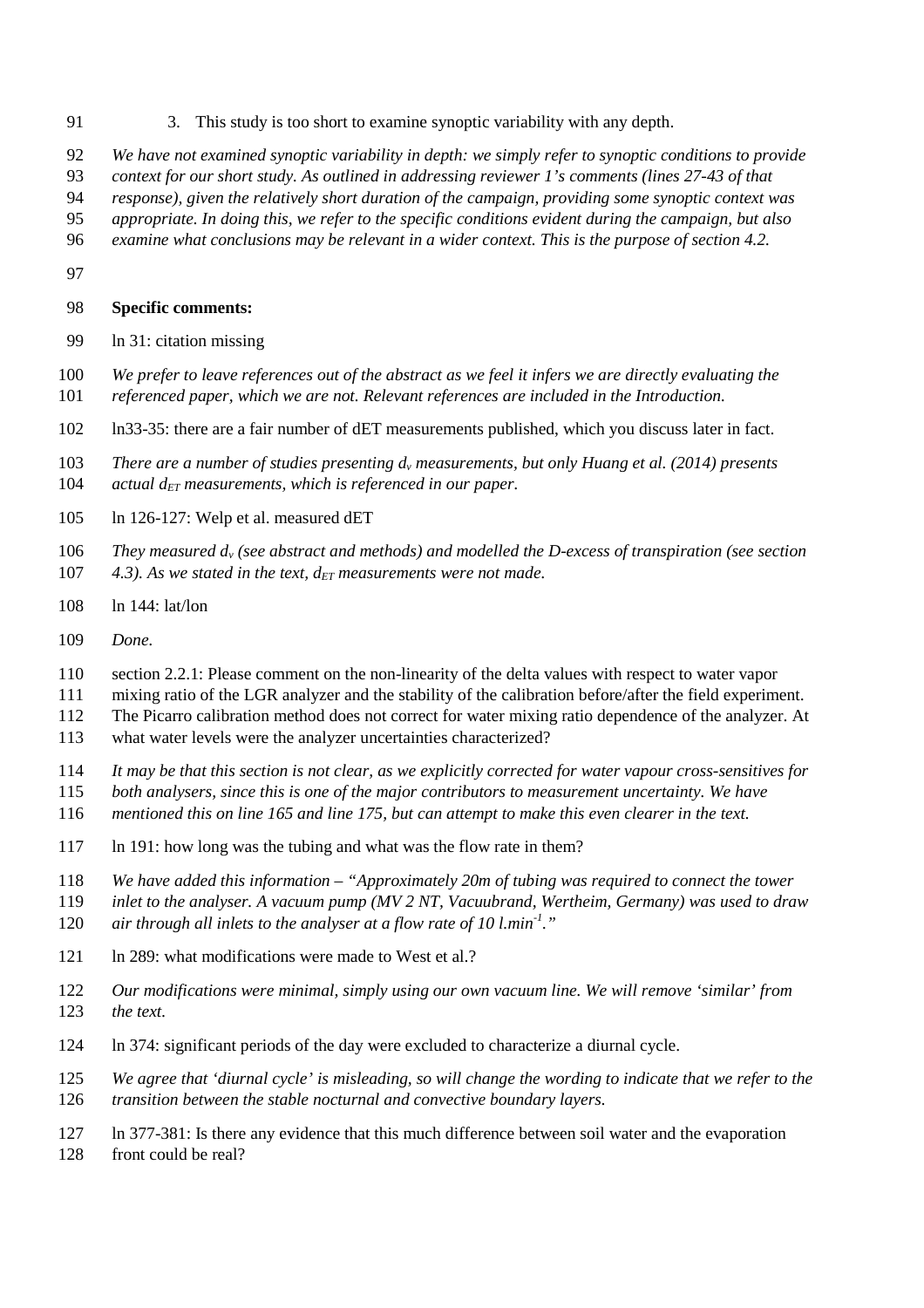3. This study is too short to examine synoptic variability with any depth.

*We have not examined synoptic variability in depth: we simply refer to synoptic conditions to provide context for our short study. As outlined in addressing reviewer 1's comments (lines 27-43 of that response), given the relatively short duration of the campaign, providing some synoptic context was appropriate. In doing this, we refer to the specific conditions evident during the campaign, but also examine what conclusions may be relevant in a wider context. This is the purpose of section 4.2.*

**Specific comments:**

ln 31: citation missing

*We prefer to leave references out of the abstract as we feel it infers we are directly evaluating the referenced paper, which we are not. Relevant references are included in the Introduction.*

ln33-35: there are a fair number of dET measurements published, which you discuss later in fact.

*There are a number of studies presenting $d_v$ measurements, but only Huang et al. (2014) presents actual $d_{ET}$ measurements, which is referenced in our paper.*

ln 126-127: Welp et al. measured dET

*They measured $d_v$ (see abstract and methods) and modelled the D-excess of transpiration (see section 4.3). As we stated in the text, $d_{ET}$ measurements were not made.*

ln 144: lat/lon

*Done.*

section 2.2.1: Please comment on the non-linearity of the delta values with respect to water vapor mixing ratio of the LGR analyzer and the stability of the calibration before/after the field experiment. The Picarro calibration method does not correct for water mixing ratio dependence of the analyzer. At what water levels were the analyzer uncertainties characterized?

*It may be that this section is not clear, as we explicitly corrected for water vapour cross-sensitives for both analysers, since this is one of the major contributors to measurement uncertainty. We have mentioned this on line 165 and line 175, but can attempt to make this even clearer in the text.*

ln 191: how long was the tubing and what was the flow rate in them?

*We have added this information – "Approximately 20m of tubing was required to connect the tower inlet to the analyser. A vacuum pump (MV 2 NT, Vacuubrand, Wertheim, Germany) was used to draw air through all inlets to the analyser at a flow rate of 10 $l.min^{-1}$."*

ln 289: what modifications were made to West et al.?

*Our modifications were minimal, simply using our own vacuum line. We will remove 'similar' from the text.*

ln 374: significant periods of the day were excluded to characterize a diurnal cycle.

*We agree that 'diurnal cycle' is misleading, so will change the wording to indicate that we refer to the transition between the stable nocturnal and convective boundary layers.*

ln 377-381: Is there any evidence that this much difference between soil water and the evaporation front could be real?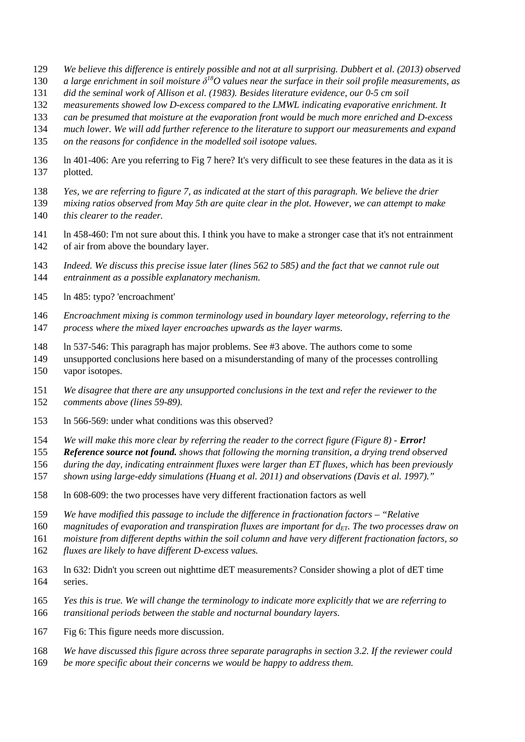*We believe this difference is entirely possible and not at all surprising. Dubbert et al. (2013) observed a large enrichment in soil moisture $\delta^{18}O$ values near the surface in their soil profile measurements, as did the seminal work of Allison et al. (1983). Besides literature evidence, our 0-5 cm soil measurements showed low D-excess compared to the LMWL indicating evaporative enrichment. It can be presumed that moisture at the evaporation front would be much more enriched and D-excess much lower. We will add further reference to the literature to support our measurements and expand on the reasons for confidence in the modelled soil isotope values.*

ln 401-406: Are you referring to Fig 7 here? It's very difficult to see these features in the data as it is plotted.

*Yes, we are referring to figure 7, as indicated at the start of this paragraph. We believe the drier mixing ratios observed from May 5th are quite clear in the plot. However, we can attempt to make this clearer to the reader.*

ln 458-460: I'm not sure about this. I think you have to make a stronger case that it's not entrainment of air from above the boundary layer.

*Indeed. We discuss this precise issue later (lines 562 to 585) and the fact that we cannot rule out entrainment as a possible explanatory mechanism.*

ln 485: typo? 'encroachment'

*Encroachment mixing is common terminology used in boundary layer meteorology, referring to the process where the mixed layer encroaches upwards as the layer warms.*

ln 537-546: This paragraph has major problems. See #3 above. The authors come to some unsupported conclusions here based on a misunderstanding of many of the processes controlling vapor isotopes.

*We disagree that there are any unsupported conclusions in the text and refer the reviewer to the comments above (lines 59-89).*

ln 566-569: under what conditions was this observed?

*We will make this more clear by referring the reader to the correct figure (Figure 8) -* ***Error! Reference source not found.*** *shows that following the morning transition, a drying trend observed during the day, indicating entrainment fluxes were larger than ET fluxes, which has been previously shown using large-eddy simulations (Huang et al. 2011) and observations (Davis et al. 1997)."*

ln 608-609: the two processes have very different fractionation factors as well

*We have modified this passage to include the difference in fractionation factors – "Relative magnitudes of evaporation and transpiration fluxes are important for $d_{ET}$. The two processes draw on moisture from different depths within the soil column and have very different fractionation factors, so fluxes are likely to have different D-excess values.*

ln 632: Didn't you screen out nighttime dET measurements? Consider showing a plot of dET time series.

*Yes this is true. We will change the terminology to indicate more explicitly that we are referring to transitional periods between the stable and nocturnal boundary layers.*

Fig 6: This figure needs more discussion.

*We have discussed this figure across three separate paragraphs in section 3.2. If the reviewer could be more specific about their concerns we would be happy to address them.*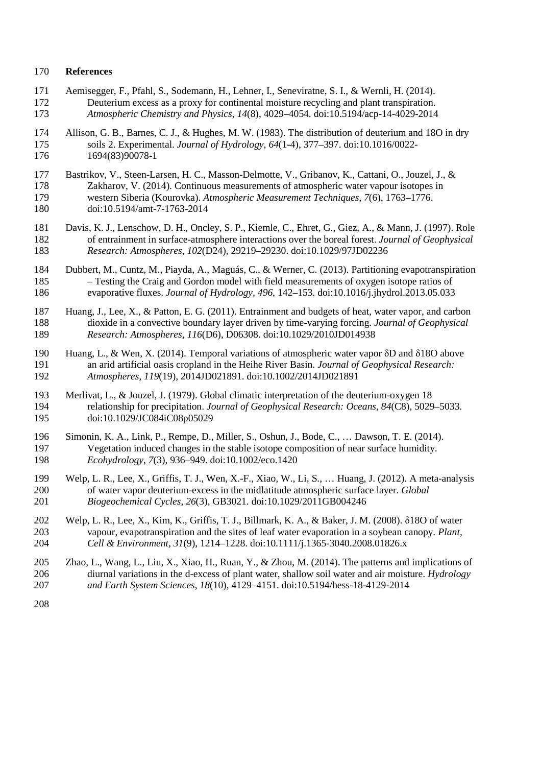# References

Aemisegger, F., Pfahl, S., Sodemann, H., Lehner, I., Seneviratne, S. I., & Wernli, H. (2014). Deuterium excess as a proxy for continental moisture recycling and plant transpiration. *Atmospheric Chemistry and Physics*, *14*(8), 4029–4054. doi:10.5194/acp-14-4029-2014

Allison, G. B., Barnes, C. J., & Hughes, M. W. (1983). The distribution of deuterium and 18O in dry soils 2. Experimental. *Journal of Hydrology*, *64*(1-4), 377–397. doi:10.1016/0022-1694(83)90078-1

Bastrikov, V., Steen-Larsen, H. C., Masson-Delmotte, V., Gribanov, K., Cattani, O., Jouzel, J., & Zakharov, V. (2014). Continuous measurements of atmospheric water vapour isotopes in western Siberia (Kourovka). *Atmospheric Measurement Techniques*, *7*(6), 1763–1776. doi:10.5194/amt-7-1763-2014

Davis, K. J., Lenschow, D. H., Oncley, S. P., Kiemle, C., Ehret, G., Giez, A., & Mann, J. (1997). Role of entrainment in surface-atmosphere interactions over the boreal forest. *Journal of Geophysical Research: Atmospheres*, *102*(D24), 29219–29230. doi:10.1029/97JD02236

Dubbert, M., Cuntz, M., Piayda, A., Maguás, C., & Werner, C. (2013). Partitioning evapotranspiration – Testing the Craig and Gordon model with field measurements of oxygen isotope ratios of evaporative fluxes. *Journal of Hydrology*, *496*, 142–153. doi:10.1016/j.jhydrol.2013.05.033

Huang, J., Lee, X., & Patton, E. G. (2011). Entrainment and budgets of heat, water vapor, and carbon dioxide in a convective boundary layer driven by time-varying forcing. *Journal of Geophysical Research: Atmospheres*, *116*(D6), D06308. doi:10.1029/2010JD014938

Huang, L., & Wen, X. (2014). Temporal variations of atmospheric water vapor δD and δ18O above an arid artificial oasis cropland in the Heihe River Basin. *Journal of Geophysical Research: Atmospheres*, *119*(19), 2014JD021891. doi:10.1002/2014JD021891

Merlivat, L., & Jouzel, J. (1979). Global climatic interpretation of the deuterium-oxygen 18 relationship for precipitation. *Journal of Geophysical Research: Oceans*, *84*(C8), 5029–5033. doi:10.1029/JC084iC08p05029

Simonin, K. A., Link, P., Rempe, D., Miller, S., Oshun, J., Bode, C., … Dawson, T. E. (2014). Vegetation induced changes in the stable isotope composition of near surface humidity. *Ecohydrology*, *7*(3), 936–949. doi:10.1002/eco.1420

Welp, L. R., Lee, X., Griffis, T. J., Wen, X.-F., Xiao, W., Li, S., … Huang, J. (2012). A meta-analysis of water vapor deuterium-excess in the midlatitude atmospheric surface layer. *Global Biogeochemical Cycles*, *26*(3), GB3021. doi:10.1029/2011GB004246

Welp, L. R., Lee, X., Kim, K., Griffis, T. J., Billmark, K. A., & Baker, J. M. (2008). δ18O of water vapour, evapotranspiration and the sites of leaf water evaporation in a soybean canopy. *Plant, Cell & Environment*, *31*(9), 1214–1228. doi:10.1111/j.1365-3040.2008.01826.x

Zhao, L., Wang, L., Liu, X., Xiao, H., Ruan, Y., & Zhou, M. (2014). The patterns and implications of diurnal variations in the d-excess of plant water, shallow soil water and air moisture. *Hydrology and Earth System Sciences*, *18*(10), 4129–4151. doi:10.5194/hess-18-4129-2014